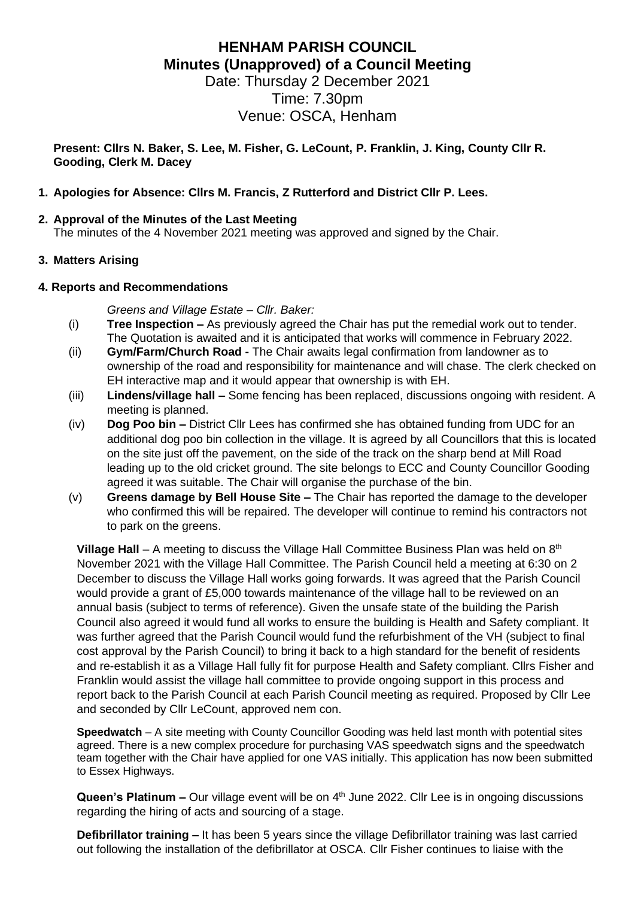# HENHAM PARISH COUNCIL
## Minutes (Unapproved) of a Council Meeting

Date: Thursday 2 December 2021
Time: 7.30pm
Venue: OSCA, Henham

**Present: Cllrs N. Baker, S. Lee, M. Fisher, G. LeCount, P. Franklin, J. King, County Cllr R. Gooding, Clerk M. Dacey**

1. **Apologies for Absence: Cllrs M. Francis, Z Rutterford and District Cllr P. Lees.**

2. **Approval of the Minutes of the Last Meeting**
   The minutes of the 4 November 2021 meeting was approved and signed by the Chair.

3. **Matters Arising**

**4. Reports and Recommendations**

*Greens and Village Estate – Cllr. Baker:*

(i) **Tree Inspection –** As previously agreed the Chair has put the remedial work out to tender. The Quotation is awaited and it is anticipated that works will commence in February 2022.

(ii) **Gym/Farm/Church Road -** The Chair awaits legal confirmation from landowner as to ownership of the road and responsibility for maintenance and will chase. The clerk checked on EH interactive map and it would appear that ownership is with EH.

(iii) **Lindens/village hall –** Some fencing has been replaced, discussions ongoing with resident. A meeting is planned.

(iv) **Dog Poo bin –** District Cllr Lees has confirmed she has obtained funding from UDC for an additional dog poo bin collection in the village. It is agreed by all Councillors that this is located on the site just off the pavement, on the side of the track on the sharp bend at Mill Road leading up to the old cricket ground. The site belongs to ECC and County Councillor Gooding agreed it was suitable. The Chair will organise the purchase of the bin.

(v) **Greens damage by Bell House Site –** The Chair has reported the damage to the developer who confirmed this will be repaired. The developer will continue to remind his contractors not to park on the greens.

**Village Hall** – A meeting to discuss the Village Hall Committee Business Plan was held on 8th November 2021 with the Village Hall Committee. The Parish Council held a meeting at 6:30 on 2 December to discuss the Village Hall works going forwards. It was agreed that the Parish Council would provide a grant of £5,000 towards maintenance of the village hall to be reviewed on an annual basis (subject to terms of reference). Given the unsafe state of the building the Parish Council also agreed it would fund all works to ensure the building is Health and Safety compliant. It was further agreed that the Parish Council would fund the refurbishment of the VH (subject to final cost approval by the Parish Council) to bring it back to a high standard for the benefit of residents and re-establish it as a Village Hall fully fit for purpose Health and Safety compliant. Cllrs Fisher and Franklin would assist the village hall committee to provide ongoing support in this process and report back to the Parish Council at each Parish Council meeting as required. Proposed by Cllr Lee and seconded by Cllr LeCount, approved nem con.

**Speedwatch** – A site meeting with County Councillor Gooding was held last month with potential sites agreed. There is a new complex procedure for purchasing VAS speedwatch signs and the speedwatch team together with the Chair have applied for one VAS initially. This application has now been submitted to Essex Highways.

**Queen's Platinum –** Our village event will be on 4th June 2022. Cllr Lee is in ongoing discussions regarding the hiring of acts and sourcing of a stage.

**Defibrillator training –** It has been 5 years since the village Defibrillator training was last carried out following the installation of the defibrillator at OSCA. Cllr Fisher continues to liaise with the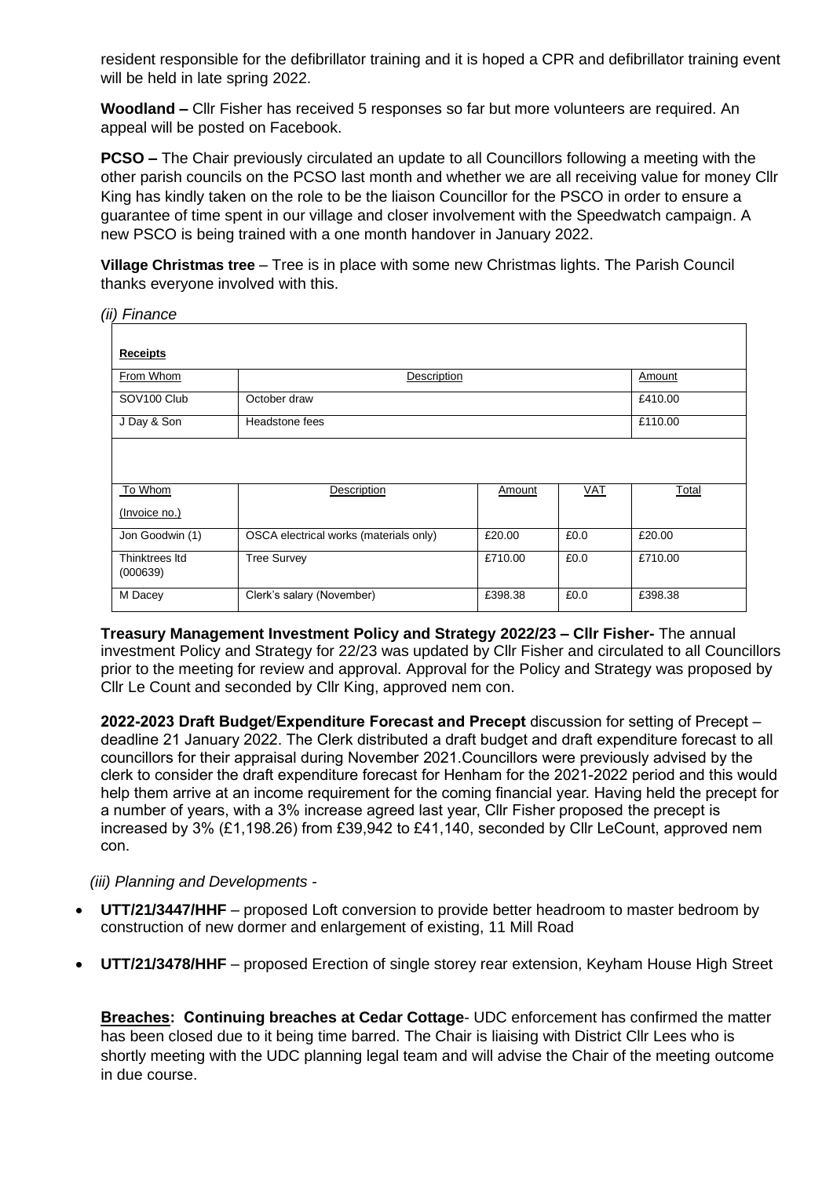resident responsible for the defibrillator training and it is hoped a CPR and defibrillator training event will be held in late spring 2022.

**Woodland –** Cllr Fisher has received 5 responses so far but more volunteers are required. An appeal will be posted on Facebook.

**PCSO –** The Chair previously circulated an update to all Councillors following a meeting with the other parish councils on the PCSO last month and whether we are all receiving value for money Cllr King has kindly taken on the role to be the liaison Councillor for the PSCO in order to ensure a guarantee of time spent in our village and closer involvement with the Speedwatch campaign. A new PSCO is being trained with a one month handover in January 2022.

**Village Christmas tree** – Tree is in place with some new Christmas lights. The Parish Council thanks everyone involved with this.

*(ii) Finance*

| **Receipts** | | | | |
|---|---|---|---|---|
| From Whom | Description | | | Amount |
| SOV100 Club | October draw | | | £410.00 |
| J Day & Son | Headstone fees | | | £110.00 |
| | | | | |
| To Whom (Invoice no.) | Description | Amount | VAT | Total |
| Jon Goodwin (1) | OSCA electrical works (materials only) | £20.00 | £0.0 | £20.00 |
| Thinktrees ltd (000639) | Tree Survey | £710.00 | £0.0 | £710.00 |
| M Dacey | Clerk's salary (November) | £398.38 | £0.0 | £398.38 |

**Treasury Management Investment Policy and Strategy 2022/23 – Cllr Fisher-** The annual investment Policy and Strategy for 22/23 was updated by Cllr Fisher and circulated to all Councillors prior to the meeting for review and approval. Approval for the Policy and Strategy was proposed by Cllr Le Count and seconded by Cllr King, approved nem con.

**2022-2023 Draft Budget/Expenditure Forecast and Precept** discussion for setting of Precept – deadline 21 January 2022. The Clerk distributed a draft budget and draft expenditure forecast to all councillors for their appraisal during November 2021.Councillors were previously advised by the clerk to consider the draft expenditure forecast for Henham for the 2021-2022 period and this would help them arrive at an income requirement for the coming financial year. Having held the precept for a number of years, with a 3% increase agreed last year, Cllr Fisher proposed the precept is increased by 3% (£1,198.26) from £39,942 to £41,140, seconded by Cllr LeCount, approved nem con.

*(iii) Planning and Developments -*

- **UTT/21/3447/HHF** – proposed Loft conversion to provide better headroom to master bedroom by construction of new dormer and enlargement of existing, 11 Mill Road
- **UTT/21/3478/HHF** – proposed Erection of single storey rear extension, Keyham House High Street

**Breaches: Continuing breaches at Cedar Cottage**- UDC enforcement has confirmed the matter has been closed due to it being time barred. The Chair is liaising with District Cllr Lees who is shortly meeting with the UDC planning legal team and will advise the Chair of the meeting outcome in due course.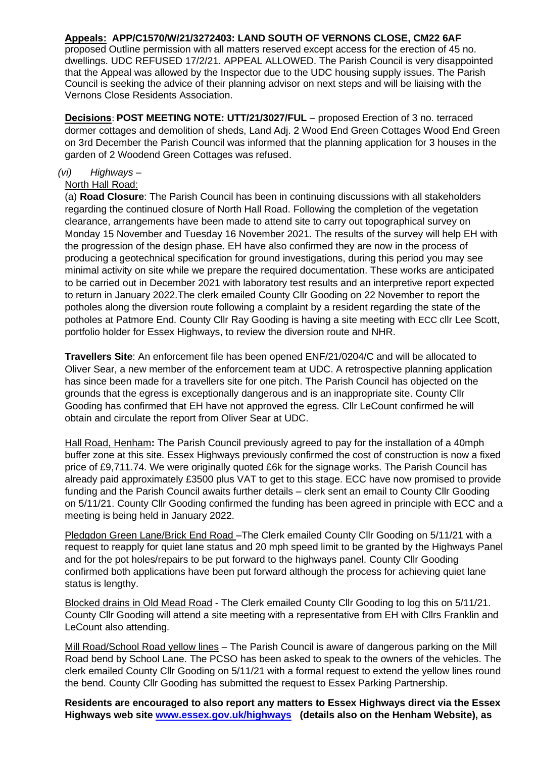**Appeals: APP/C1570/W/21/3272403: LAND SOUTH OF VERNONS CLOSE, CM22 6AF** proposed Outline permission with all matters reserved except access for the erection of 45 no. dwellings. UDC REFUSED 17/2/21. APPEAL ALLOWED. The Parish Council is very disappointed that the Appeal was allowed by the Inspector due to the UDC housing supply issues. The Parish Council is seeking the advice of their planning advisor on next steps and will be liaising with the Vernons Close Residents Association.

**Decisions**: **POST MEETING NOTE: UTT/21/3027/FUL** – proposed Erection of 3 no. terraced dormer cottages and demolition of sheds, Land Adj. 2 Wood End Green Cottages Wood End Green on 3rd December the Parish Council was informed that the planning application for 3 houses in the garden of 2 Woodend Green Cottages was refused.

*(vi) Highways* –

North Hall Road:

(a) **Road Closure**: The Parish Council has been in continuing discussions with all stakeholders regarding the continued closure of North Hall Road. Following the completion of the vegetation clearance, arrangements have been made to attend site to carry out topographical survey on Monday 15 November and Tuesday 16 November 2021. The results of the survey will help EH with the progression of the design phase. EH have also confirmed they are now in the process of producing a geotechnical specification for ground investigations, during this period you may see minimal activity on site while we prepare the required documentation. These works are anticipated to be carried out in December 2021 with laboratory test results and an interpretive report expected to return in January 2022.The clerk emailed County Cllr Gooding on 22 November to report the potholes along the diversion route following a complaint by a resident regarding the state of the potholes at Patmore End. County Cllr Ray Gooding is having a site meeting with ECC cllr Lee Scott, portfolio holder for Essex Highways, to review the diversion route and NHR.

**Travellers Site**: An enforcement file has been opened ENF/21/0204/C and will be allocated to Oliver Sear, a new member of the enforcement team at UDC. A retrospective planning application has since been made for a travellers site for one pitch. The Parish Council has objected on the grounds that the egress is exceptionally dangerous and is an inappropriate site. County Cllr Gooding has confirmed that EH have not approved the egress. Cllr LeCount confirmed he will obtain and circulate the report from Oliver Sear at UDC.

Hall Road, Henham**:** The Parish Council previously agreed to pay for the installation of a 40mph buffer zone at this site. Essex Highways previously confirmed the cost of construction is now a fixed price of £9,711.74. We were originally quoted £6k for the signage works. The Parish Council has already paid approximately £3500 plus VAT to get to this stage. ECC have now promised to provide funding and the Parish Council awaits further details – clerk sent an email to County Cllr Gooding on 5/11/21. County Cllr Gooding confirmed the funding has been agreed in principle with ECC and a meeting is being held in January 2022.

Pledgdon Green Lane/Brick End Road –The Clerk emailed County Cllr Gooding on 5/11/21 with a request to reapply for quiet lane status and 20 mph speed limit to be granted by the Highways Panel and for the pot holes/repairs to be put forward to the highways panel. County Cllr Gooding confirmed both applications have been put forward although the process for achieving quiet lane status is lengthy.

Blocked drains in Old Mead Road - The Clerk emailed County Cllr Gooding to log this on 5/11/21. County Cllr Gooding will attend a site meeting with a representative from EH with Cllrs Franklin and LeCount also attending.

Mill Road/School Road yellow lines – The Parish Council is aware of dangerous parking on the Mill Road bend by School Lane. The PCSO has been asked to speak to the owners of the vehicles. The clerk emailed County Cllr Gooding on 5/11/21 with a formal request to extend the yellow lines round the bend. County Cllr Gooding has submitted the request to Essex Parking Partnership.

**Residents are encouraged to also report any matters to Essex Highways direct via the Essex Highways web site [www.essex.gov.uk/highways](www.essex.gov.uk/highways) (details also on the Henham Website), as**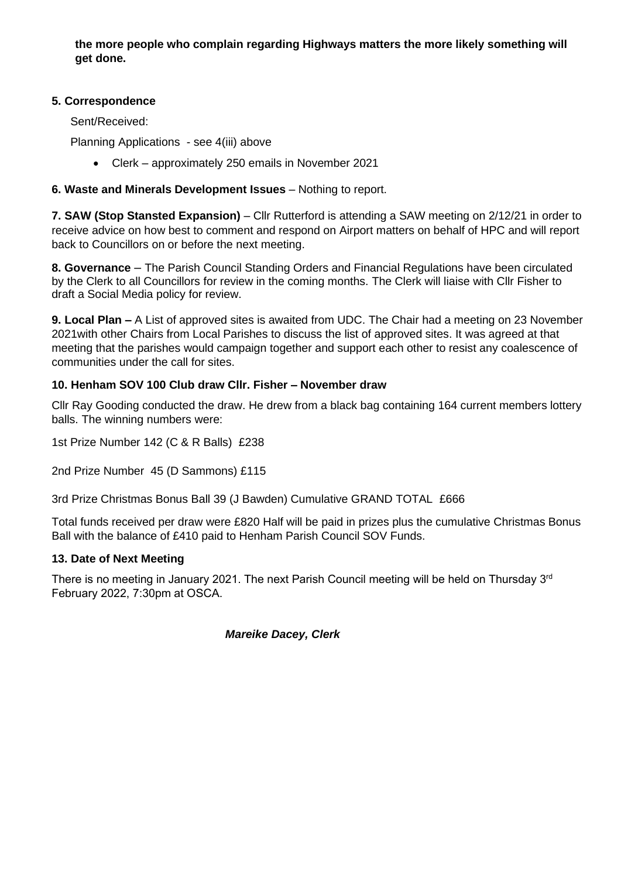**the more people who complain regarding Highways matters the more likely something will get done.**

**5. Correspondence**

Sent/Received:

Planning Applications - see 4(iii) above

- Clerk – approximately 250 emails in November 2021

**6. Waste and Minerals Development Issues** – Nothing to report.

**7. SAW (Stop Stansted Expansion)** – Cllr Rutterford is attending a SAW meeting on 2/12/21 in order to receive advice on how best to comment and respond on Airport matters on behalf of HPC and will report back to Councillors on or before the next meeting.

**8. Governance** – The Parish Council Standing Orders and Financial Regulations have been circulated by the Clerk to all Councillors for review in the coming months. The Clerk will liaise with Cllr Fisher to draft a Social Media policy for review.

**9. Local Plan –** A List of approved sites is awaited from UDC. The Chair had a meeting on 23 November 2021with other Chairs from Local Parishes to discuss the list of approved sites. It was agreed at that meeting that the parishes would campaign together and support each other to resist any coalescence of communities under the call for sites.

**10. Henham SOV 100 Club draw Cllr. Fisher – November draw**

Cllr Ray Gooding conducted the draw. He drew from a black bag containing 164 current members lottery balls. The winning numbers were:

1st Prize Number 142 (C & R Balls) £238

2nd Prize Number 45 (D Sammons) £115

3rd Prize Christmas Bonus Ball 39 (J Bawden) Cumulative GRAND TOTAL £666

Total funds received per draw were £820 Half will be paid in prizes plus the cumulative Christmas Bonus Ball with the balance of £410 paid to Henham Parish Council SOV Funds.

**13. Date of Next Meeting**

There is no meeting in January 2021. The next Parish Council meeting will be held on Thursday 3rd February 2022, 7:30pm at OSCA.

***Mareike Dacey, Clerk***